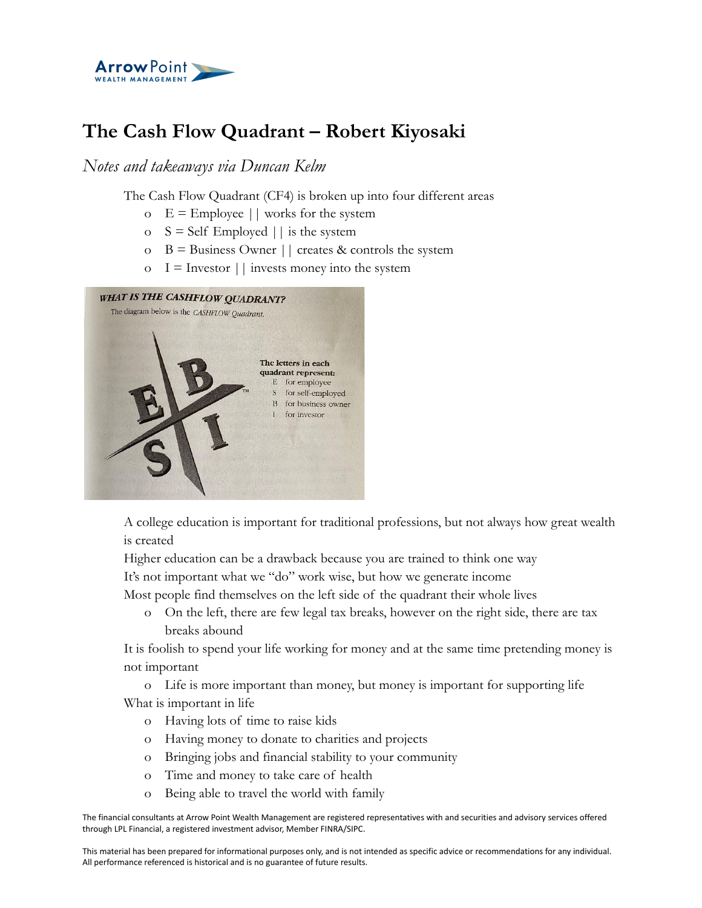# The Cash Flow Quadrant – Robert Kiyosaki

*Notes and takeaways via Duncan Kelm*

The Cash Flow Quadrant (CF4) is broken up into four different areas

- E = Employee || works for the system
- S = Self Employed || is the system
- B = Business Owner || creates & controls the system
- I = Investor || invests money into the system

A college education is important for traditional professions, but not always how great wealth is created

Higher education can be a drawback because you are trained to think one way

It's not important what we "do" work wise, but how we generate income

Most people find themselves on the left side of the quadrant their whole lives

- On the left, there are few legal tax breaks, however on the right side, there are tax breaks abound

It is foolish to spend your life working for money and at the same time pretending money is not important

- Life is more important than money, but money is important for supporting life

What is important in life

- Having lots of time to raise kids
- Having money to donate to charities and projects
- Bringing jobs and financial stability to your community
- Time and money to take care of health
- Being able to travel the world with family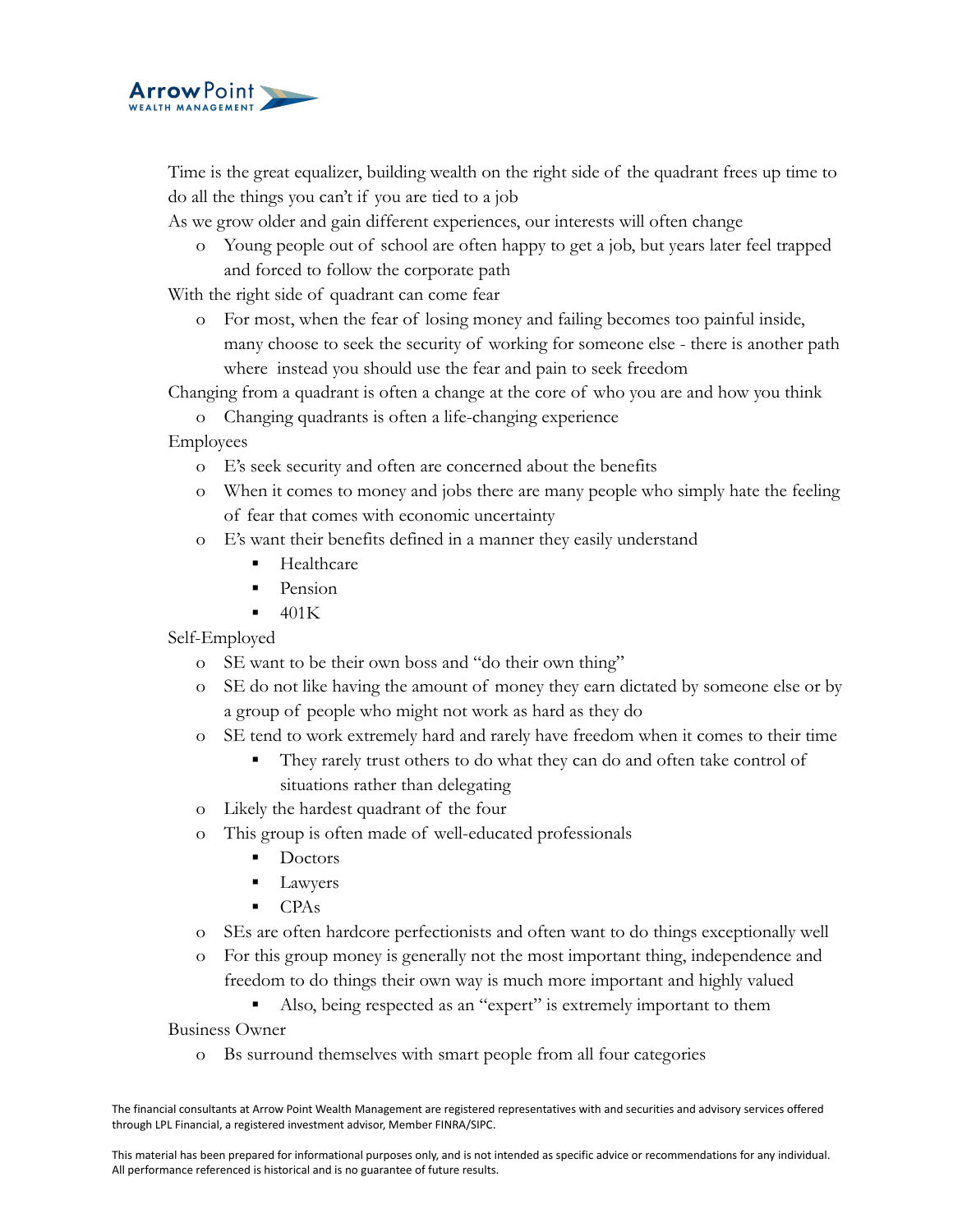Time is the great equalizer, building wealth on the right side of the quadrant frees up time to do all the things you can't if you are tied to a job

As we grow older and gain different experiences, our interests will often change

- Young people out of school are often happy to get a job, but years later feel trapped and forced to follow the corporate path

With the right side of quadrant can come fear

- For most, when the fear of losing money and failing becomes too painful inside, many choose to seek the security of working for someone else - there is another path where instead you should use the fear and pain to seek freedom

Changing from a quadrant is often a change at the core of who you are and how you think

- Changing quadrants is often a life-changing experience

Employees

- E's seek security and often are concerned about the benefits
- When it comes to money and jobs there are many people who simply hate the feeling of fear that comes with economic uncertainty
- E's want their benefits defined in a manner they easily understand
  - Healthcare
  - Pension
  - 401K

Self-Employed

- SE want to be their own boss and "do their own thing"
- SE do not like having the amount of money they earn dictated by someone else or by a group of people who might not work as hard as they do
- SE tend to work extremely hard and rarely have freedom when it comes to their time
  - They rarely trust others to do what they can do and often take control of situations rather than delegating
- Likely the hardest quadrant of the four
- This group is often made of well-educated professionals
  - Doctors
  - Lawyers
  - CPAs
- SEs are often hardcore perfectionists and often want to do things exceptionally well
- For this group money is generally not the most important thing, independence and freedom to do things their own way is much more important and highly valued
  - Also, being respected as an "expert" is extremely important to them

Business Owner

- Bs surround themselves with smart people from all four categories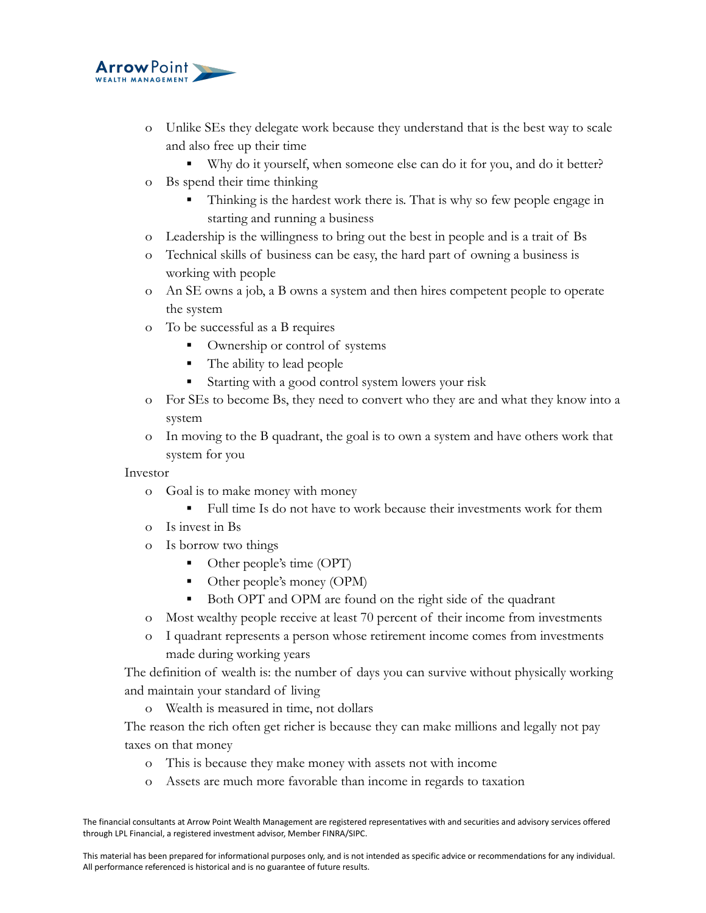- Unlike SEs they delegate work because they understand that is the best way to scale and also free up their time
    - Why do it yourself, when someone else can do it for you, and do it better?
- Bs spend their time thinking
    - Thinking is the hardest work there is. That is why so few people engage in starting and running a business
- Leadership is the willingness to bring out the best in people and is a trait of Bs
- Technical skills of business can be easy, the hard part of owning a business is working with people
- An SE owns a job, a B owns a system and then hires competent people to operate the system
- To be successful as a B requires
    - Ownership or control of systems
    - The ability to lead people
    - Starting with a good control system lowers your risk
- For SEs to become Bs, they need to convert who they are and what they know into a system
- In moving to the B quadrant, the goal is to own a system and have others work that system for you

Investor

- Goal is to make money with money
    - Full time Is do not have to work because their investments work for them
- Is invest in Bs
- Is borrow two things
    - Other people's time (OPT)
    - Other people's money (OPM)
    - Both OPT and OPM are found on the right side of the quadrant
- Most wealthy people receive at least 70 percent of their income from investments
- I quadrant represents a person whose retirement income comes from investments made during working years

The definition of wealth is: the number of days you can survive without physically working and maintain your standard of living

- Wealth is measured in time, not dollars

The reason the rich often get richer is because they can make millions and legally not pay taxes on that money

- This is because they make money with assets not with income
- Assets are much more favorable than income in regards to taxation

The financial consultants at Arrow Point Wealth Management are registered representatives with and securities and advisory services offered through LPL Financial, a registered investment advisor, Member FINRA/SIPC.

This material has been prepared for informational purposes only, and is not intended as specific advice or recommendations for any individual. All performance referenced is historical and is no guarantee of future results.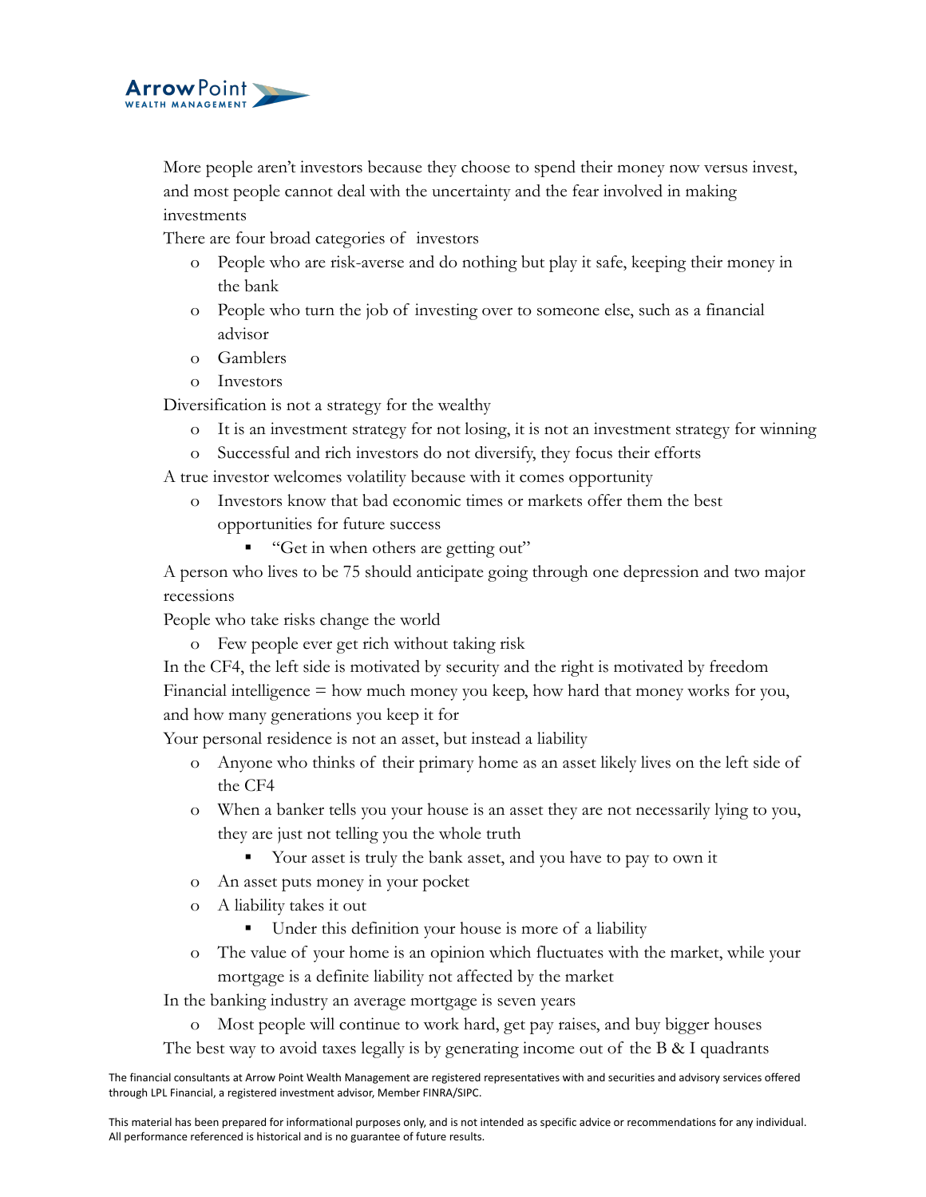More people aren't investors because they choose to spend their money now versus invest, and most people cannot deal with the uncertainty and the fear involved in making investments

There are four broad categories of investors

- People who are risk-averse and do nothing but play it safe, keeping their money in the bank
- People who turn the job of investing over to someone else, such as a financial advisor
- Gamblers
- Investors

Diversification is not a strategy for the wealthy

- It is an investment strategy for not losing, it is not an investment strategy for winning
- Successful and rich investors do not diversify, they focus their efforts

A true investor welcomes volatility because with it comes opportunity

- Investors know that bad economic times or markets offer them the best opportunities for future success
  - "Get in when others are getting out"

A person who lives to be 75 should anticipate going through one depression and two major recessions

People who take risks change the world

- Few people ever get rich without taking risk

In the CF4, the left side is motivated by security and the right is motivated by freedom

Financial intelligence = how much money you keep, how hard that money works for you, and how many generations you keep it for

Your personal residence is not an asset, but instead a liability

- Anyone who thinks of their primary home as an asset likely lives on the left side of the CF4
- When a banker tells you your house is an asset they are not necessarily lying to you, they are just not telling you the whole truth
  - Your asset is truly the bank asset, and you have to pay to own it
- An asset puts money in your pocket
- A liability takes it out
  - Under this definition your house is more of a liability
- The value of your home is an opinion which fluctuates with the market, while your mortgage is a definite liability not affected by the market

In the banking industry an average mortgage is seven years

- Most people will continue to work hard, get pay raises, and buy bigger houses

The best way to avoid taxes legally is by generating income out of the B & I quadrants

The financial consultants at Arrow Point Wealth Management are registered representatives with and securities and advisory services offered through LPL Financial, a registered investment advisor, Member FINRA/SIPC.

This material has been prepared for informational purposes only, and is not intended as specific advice or recommendations for any individual. All performance referenced is historical and is no guarantee of future results.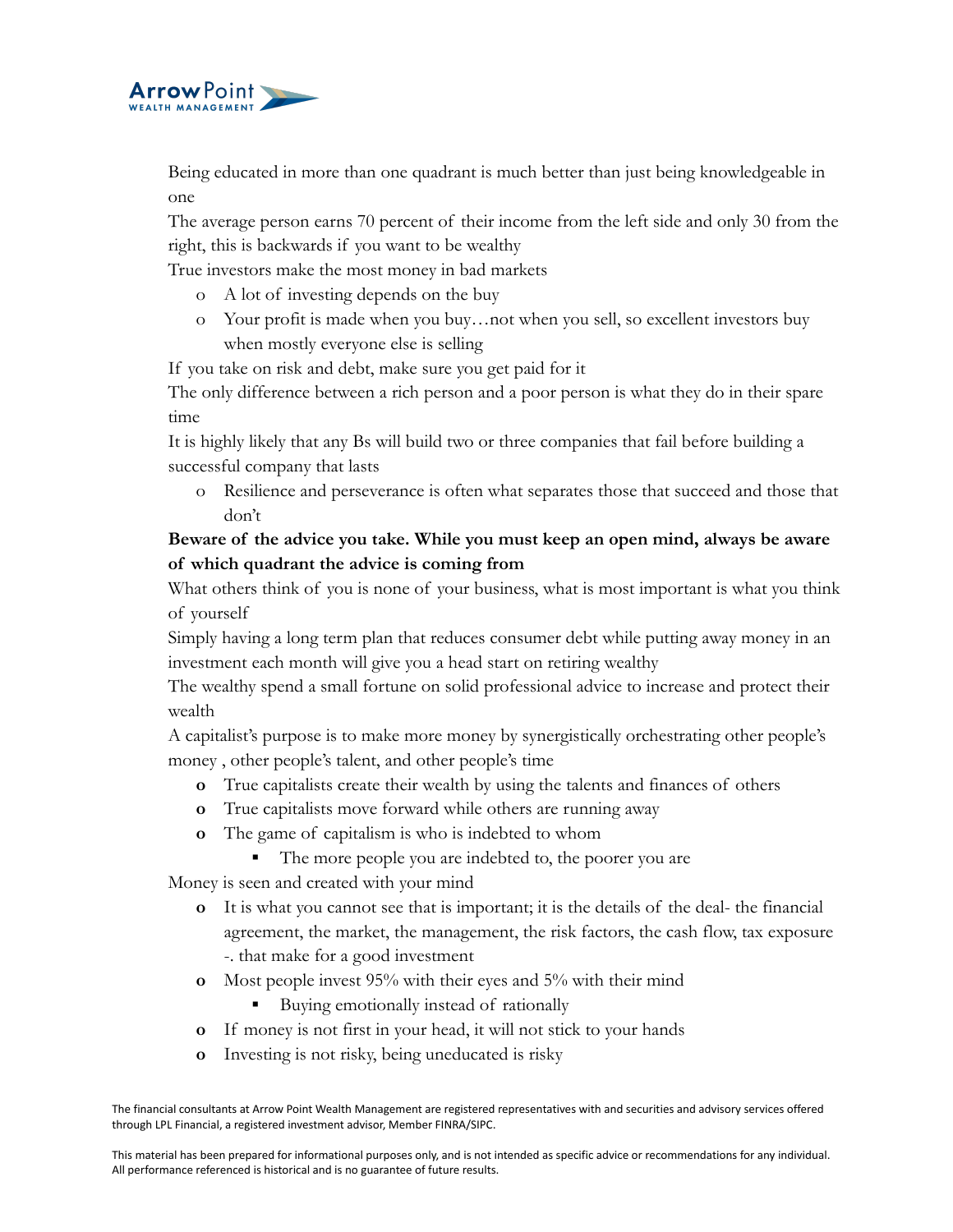Being educated in more than one quadrant is much better than just being knowledgeable in one

The average person earns 70 percent of their income from the left side and only 30 from the right, this is backwards if you want to be wealthy

True investors make the most money in bad markets

- A lot of investing depends on the buy
- Your profit is made when you buy…not when you sell, so excellent investors buy when mostly everyone else is selling

If you take on risk and debt, make sure you get paid for it

The only difference between a rich person and a poor person is what they do in their spare time

It is highly likely that any Bs will build two or three companies that fail before building a successful company that lasts

- Resilience and perseverance is often what separates those that succeed and those that don't

**Beware of the advice you take. While you must keep an open mind, always be aware of which quadrant the advice is coming from**

What others think of you is none of your business, what is most important is what you think of yourself

Simply having a long term plan that reduces consumer debt while putting away money in an investment each month will give you a head start on retiring wealthy

The wealthy spend a small fortune on solid professional advice to increase and protect their wealth

A capitalist's purpose is to make more money by synergistically orchestrating other people's money , other people's talent, and other people's time

- True capitalists create their wealth by using the talents and finances of others
- True capitalists move forward while others are running away
- The game of capitalism is who is indebted to whom
  - The more people you are indebted to, the poorer you are

Money is seen and created with your mind

- It is what you cannot see that is important; it is the details of the deal- the financial agreement, the market, the management, the risk factors, the cash flow, tax exposure -. that make for a good investment
- Most people invest 95% with their eyes and 5% with their mind
  - Buying emotionally instead of rationally
- If money is not first in your head, it will not stick to your hands
- Investing is not risky, being uneducated is risky

The financial consultants at Arrow Point Wealth Management are registered representatives with and securities and advisory services offered through LPL Financial, a registered investment advisor, Member FINRA/SIPC.

This material has been prepared for informational purposes only, and is not intended as specific advice or recommendations for any individual. All performance referenced is historical and is no guarantee of future results.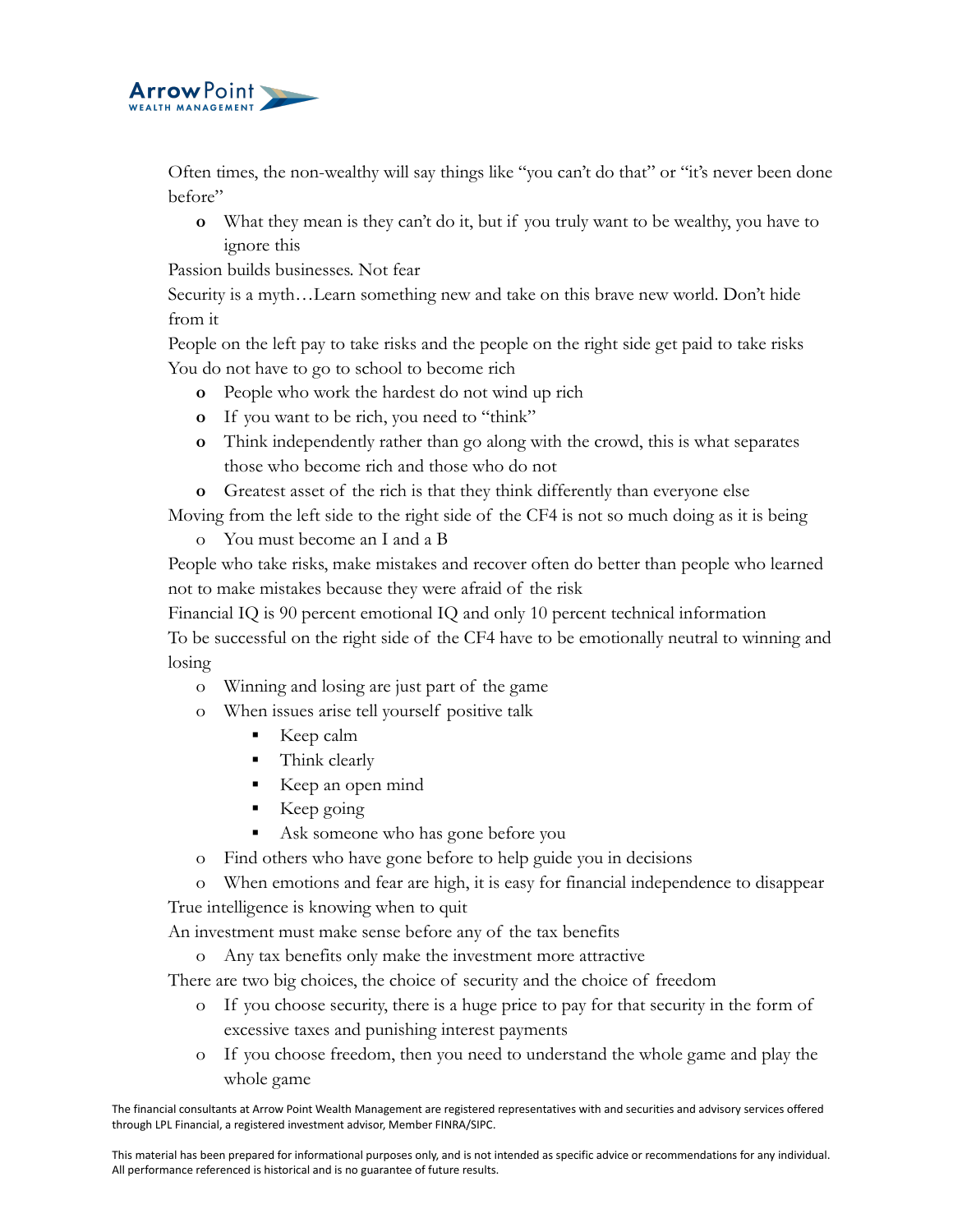Often times, the non-wealthy will say things like "you can't do that" or "it's never been done before"

- What they mean is they can't do it, but if you truly want to be wealthy, you have to ignore this

Passion builds businesses. Not fear

Security is a myth…Learn something new and take on this brave new world. Don't hide from it

People on the left pay to take risks and the people on the right side get paid to take risks

You do not have to go to school to become rich

- People who work the hardest do not wind up rich
- If you want to be rich, you need to "think"
- Think independently rather than go along with the crowd, this is what separates those who become rich and those who do not
- Greatest asset of the rich is that they think differently than everyone else

Moving from the left side to the right side of the CF4 is not so much doing as it is being

- You must become an I and a B

People who take risks, make mistakes and recover often do better than people who learned not to make mistakes because they were afraid of the risk

Financial IQ is 90 percent emotional IQ and only 10 percent technical information

To be successful on the right side of the CF4 have to be emotionally neutral to winning and losing

- Winning and losing are just part of the game
- When issues arise tell yourself positive talk
  - Keep calm
  - Think clearly
  - Keep an open mind
  - Keep going
  - Ask someone who has gone before you
- Find others who have gone before to help guide you in decisions
- When emotions and fear are high, it is easy for financial independence to disappear

True intelligence is knowing when to quit

An investment must make sense before any of the tax benefits

- Any tax benefits only make the investment more attractive

There are two big choices, the choice of security and the choice of freedom

- If you choose security, there is a huge price to pay for that security in the form of excessive taxes and punishing interest payments
- If you choose freedom, then you need to understand the whole game and play the whole game

The financial consultants at Arrow Point Wealth Management are registered representatives with and securities and advisory services offered through LPL Financial, a registered investment advisor, Member FINRA/SIPC.

This material has been prepared for informational purposes only, and is not intended as specific advice or recommendations for any individual. All performance referenced is historical and is no guarantee of future results.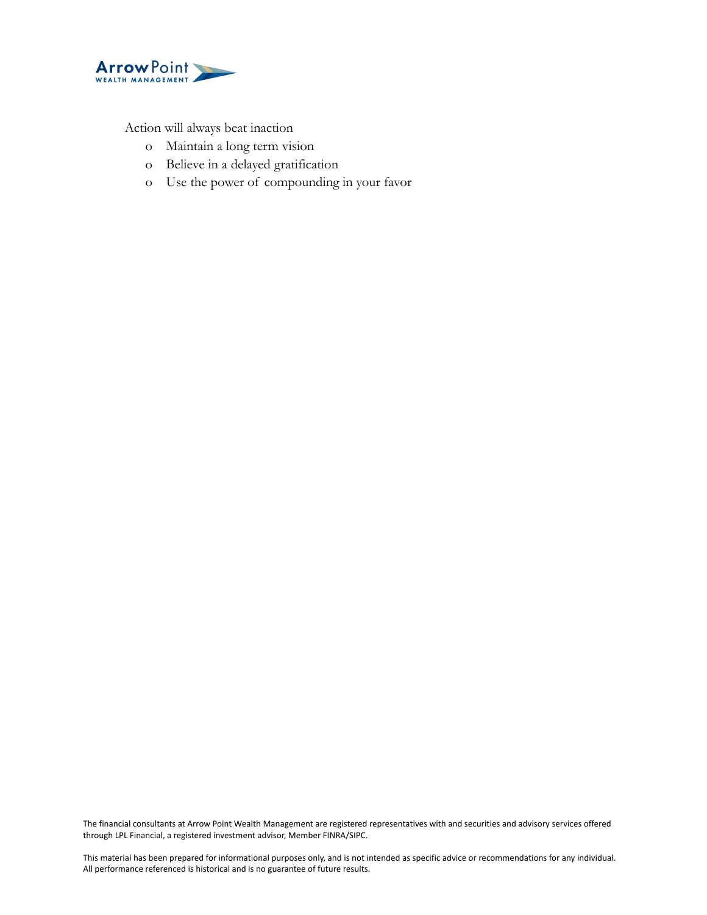Action will always beat inaction

- Maintain a long term vision
- Believe in a delayed gratification
- Use the power of compounding in your favor

The financial consultants at Arrow Point Wealth Management are registered representatives with and securities and advisory services offered through LPL Financial, a registered investment advisor, Member FINRA/SIPC.

This material has been prepared for informational purposes only, and is not intended as specific advice or recommendations for any individual. All performance referenced is historical and is no guarantee of future results.